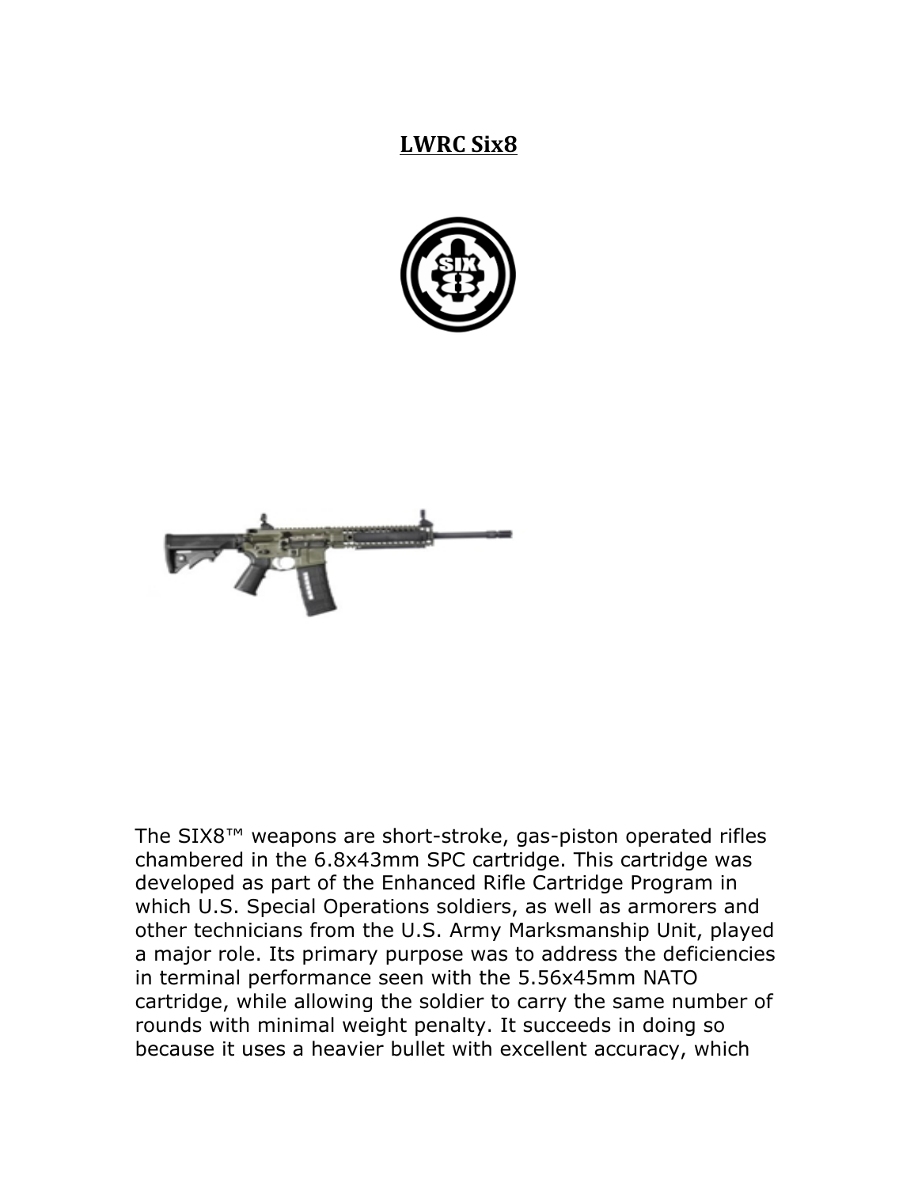# LWRC Six8

The SIX8™ weapons are short-stroke, gas-piston operated rifles chambered in the 6.8x43mm SPC cartridge. This cartridge was developed as part of the Enhanced Rifle Cartridge Program in which U.S. Special Operations soldiers, as well as armorers and other technicians from the U.S. Army Marksmanship Unit, played a major role. Its primary purpose was to address the deficiencies in terminal performance seen with the 5.56x45mm NATO cartridge, while allowing the soldier to carry the same number of rounds with minimal weight penalty. It succeeds in doing so because it uses a heavier bullet with excellent accuracy, which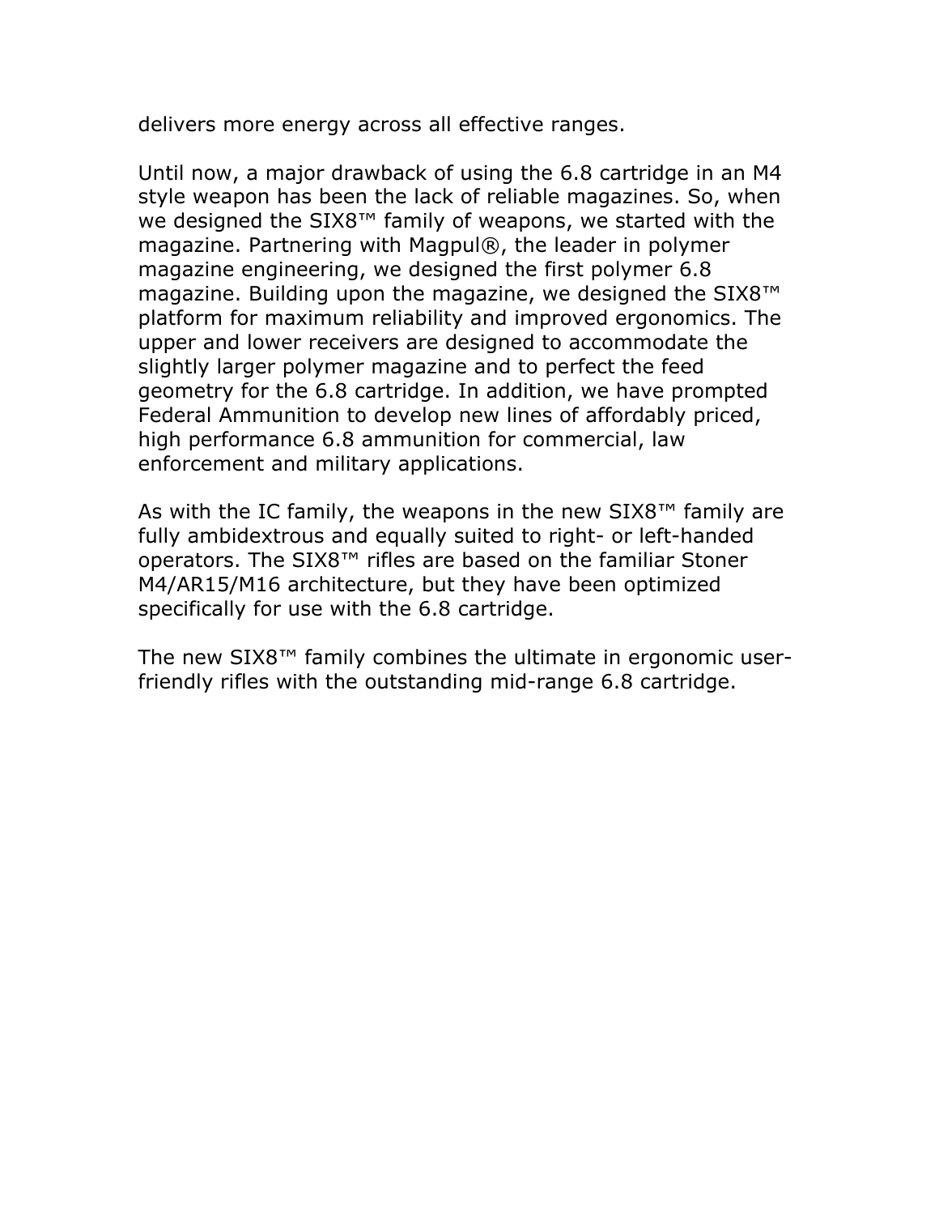delivers more energy across all effective ranges.

Until now, a major drawback of using the 6.8 cartridge in an M4 style weapon has been the lack of reliable magazines. So, when we designed the SIX8™ family of weapons, we started with the magazine. Partnering with Magpul®, the leader in polymer magazine engineering, we designed the first polymer 6.8 magazine. Building upon the magazine, we designed the SIX8™ platform for maximum reliability and improved ergonomics. The upper and lower receivers are designed to accommodate the slightly larger polymer magazine and to perfect the feed geometry for the 6.8 cartridge. In addition, we have prompted Federal Ammunition to develop new lines of affordably priced, high performance 6.8 ammunition for commercial, law enforcement and military applications.

As with the IC family, the weapons in the new SIX8™ family are fully ambidextrous and equally suited to right- or left-handed operators. The SIX8™ rifles are based on the familiar Stoner M4/AR15/M16 architecture, but they have been optimized specifically for use with the 6.8 cartridge.

The new SIX8™ family combines the ultimate in ergonomic user-friendly rifles with the outstanding mid-range 6.8 cartridge.